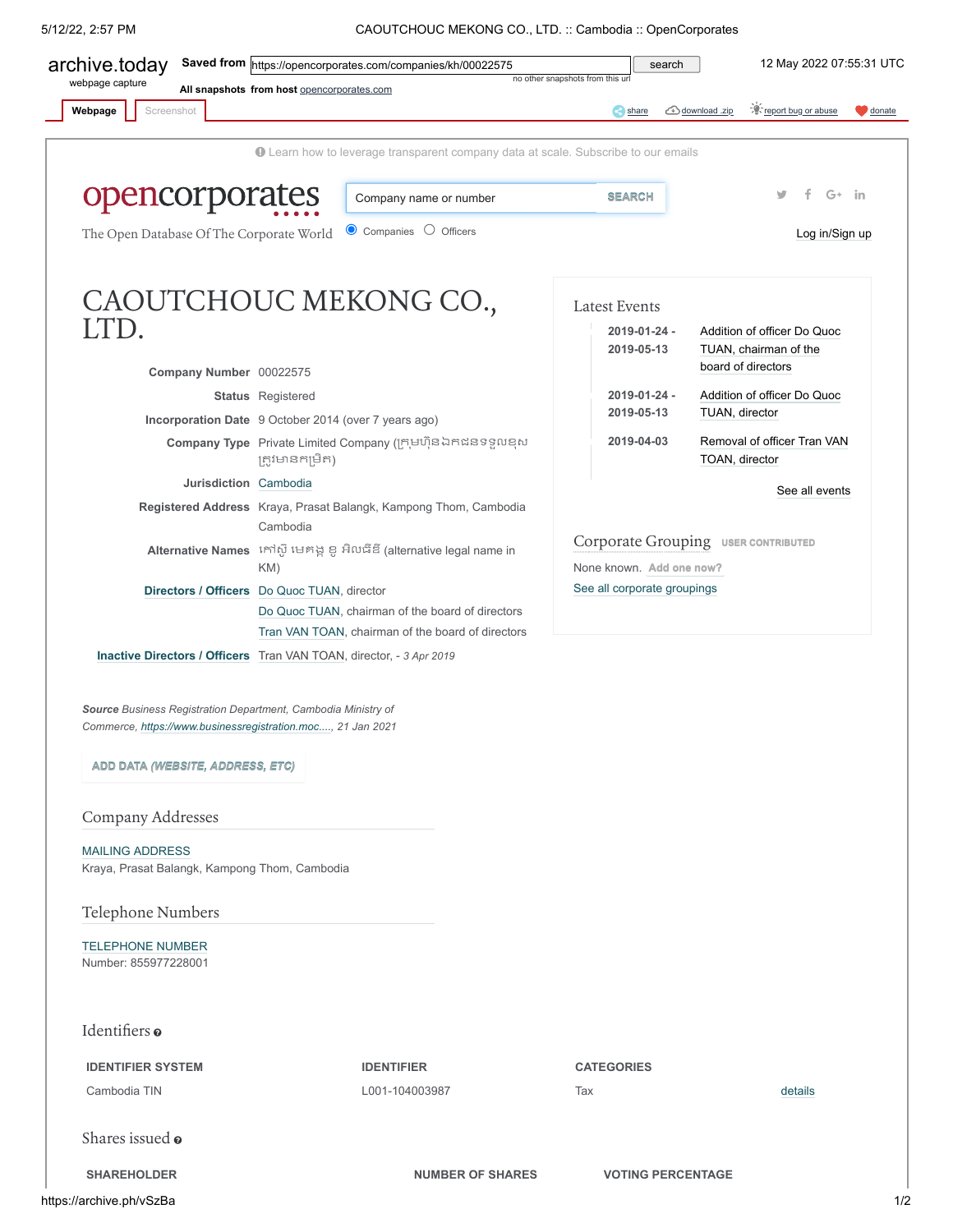archive.today
webpage capture

Saved from https://opencorporates.com/companies/kh/00022575 search

no other snapshots from this url

12 May 2022 07:55:31 UTC

All snapshots from host opencorporates.com

Webpage | Screenshot

share | download .zip | report bug or abuse | donate

Learn how to leverage transparent company data at scale. Subscribe to our emails

opencorporates

The Open Database Of The Corporate World

Company name or number SEARCH

Companies Officers

Log in/Sign up

# CAOUTCHOUC MEKONG CO., LTD.

**Company Number** 00022575

**Status** Registered

**Incorporation Date** 9 October 2014 (over 7 years ago)

**Company Type** Private Limited Company (ក្រុមហ៊ុនឯកជនទទួលខុសត្រូវមានកម្រិត)

**Jurisdiction** Cambodia

**Registered Address** Kraya, Prasat Balangk, Kampong Thom, Cambodia Cambodia

**Alternative Names** កៅស៊ូ មេគង្គ ខូ អិលធីឌី (alternative legal name in KM)

**Directors / Officers** Do Quoc TUAN, director
Do Quoc TUAN, chairman of the board of directors
Tran VAN TOAN, chairman of the board of directors

**Inactive Directors / Officers** Tran VAN TOAN, director, - *3 Apr 2019*

***Source*** *Business Registration Department, Cambodia Ministry of Commerce, https://www.businessregistration.moc...., 21 Jan 2021*

ADD DATA *(WEBSITE, ADDRESS, ETC)*

## Company Addresses

MAILING ADDRESS
Kraya, Prasat Balangk, Kampong Thom, Cambodia

## Telephone Numbers

TELEPHONE NUMBER
Number: 855977228001

## Identifiers

| IDENTIFIER SYSTEM | IDENTIFIER | CATEGORIES | |
|---|---|---|---|
| Cambodia TIN | L001-104003987 | Tax | details |

## Shares issued

| SHAREHOLDER | NUMBER OF SHARES | VOTING PERCENTAGE |
|---|---|---|

## Latest Events

| | |
|---|---|
| 2019-01-24 - 2019-05-13 | Addition of officer Do Quoc TUAN, chairman of the board of directors |
| 2019-01-24 - 2019-05-13 | Addition of officer Do Quoc TUAN, director |
| 2019-04-03 | Removal of officer Tran VAN TOAN, director |

See all events

## Corporate Grouping USER CONTRIBUTED

None known. Add one now?

See all corporate groupings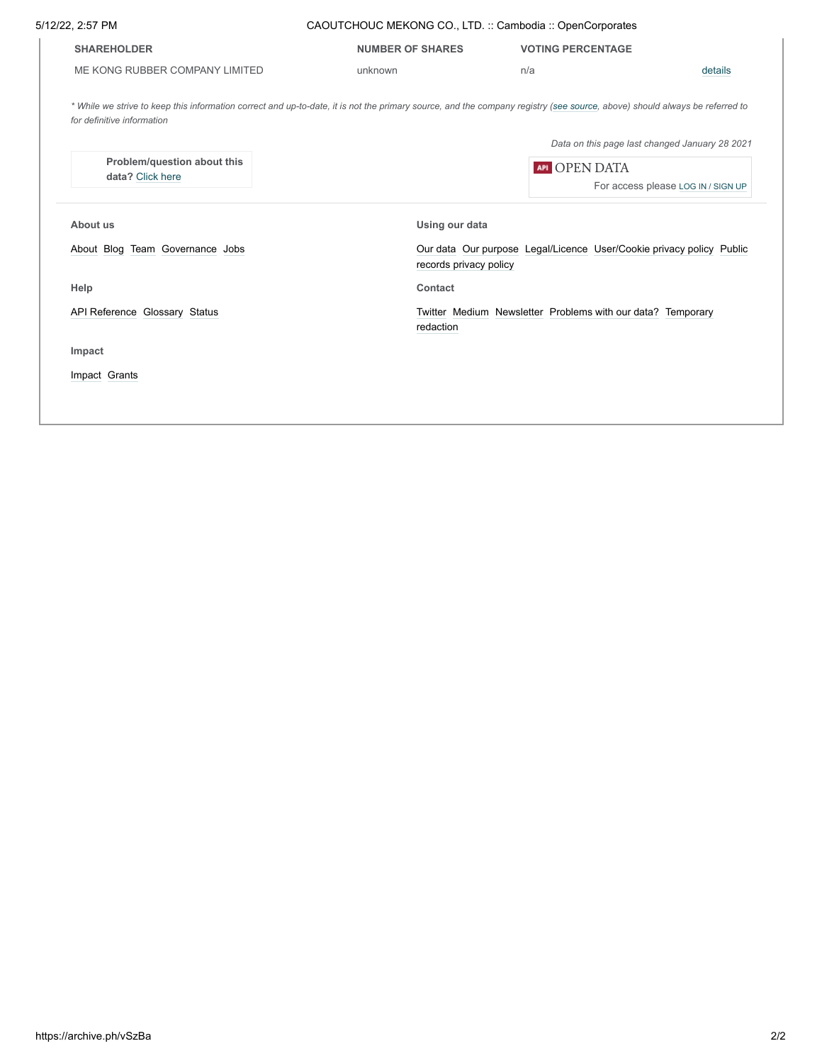| SHAREHOLDER | NUMBER OF SHARES | VOTING PERCENTAGE | |
|---|---|---|---|
| ME KONG RUBBER COMPANY LIMITED | unknown | n/a | details |

*\* While we strive to keep this information correct and up-to-date, it is not the primary source, and the company registry (see source, above) should always be referred to for definitive information*

*Data on this page last changed January 28 2021*

**Problem/question about this data?** Click here

API OPEN DATA

For access please LOG IN / SIGN UP

**About us**

About Blog Team Governance Jobs

**Using our data**

Our data Our purpose Legal/Licence User/Cookie privacy policy Public records privacy policy

**Help**

API Reference Glossary Status

**Contact**

Twitter Medium Newsletter Problems with our data? Temporary redaction

**Impact**

Impact Grants